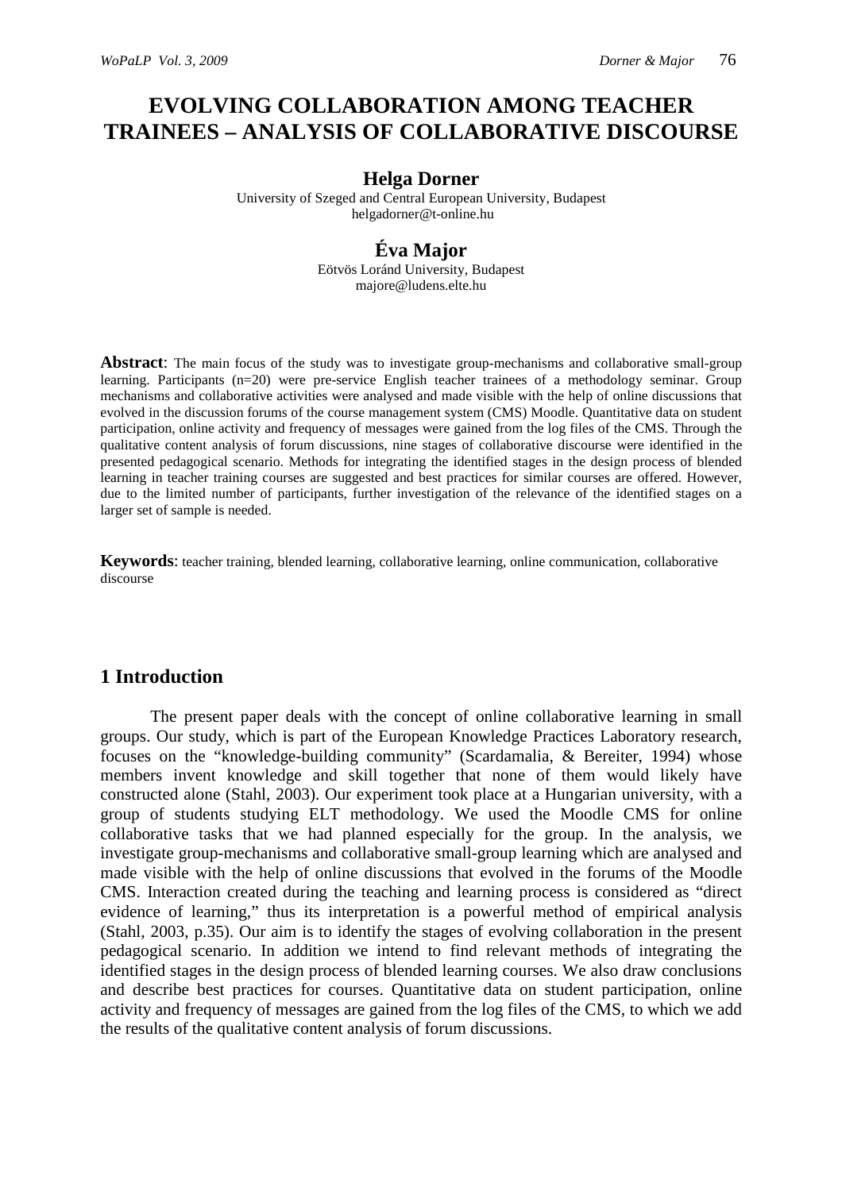# EVOLVING COLLABORATION AMONG TEACHER TRAINEES – ANALYSIS OF COLLABORATIVE DISCOURSE

**Helga Dorner**

University of Szeged and Central European University, Budapest
helgadorner@t-online.hu

**Éva Major**

Eötvös Loránd University, Budapest
majore@ludens.elte.hu

**Abstract**: The main focus of the study was to investigate group-mechanisms and collaborative small-group learning. Participants (n=20) were pre-service English teacher trainees of a methodology seminar. Group mechanisms and collaborative activities were analysed and made visible with the help of online discussions that evolved in the discussion forums of the course management system (CMS) Moodle. Quantitative data on student participation, online activity and frequency of messages were gained from the log files of the CMS. Through the qualitative content analysis of forum discussions, nine stages of collaborative discourse were identified in the presented pedagogical scenario. Methods for integrating the identified stages in the design process of blended learning in teacher training courses are suggested and best practices for similar courses are offered. However, due to the limited number of participants, further investigation of the relevance of the identified stages on a larger set of sample is needed.

**Keywords**: teacher training, blended learning, collaborative learning, online communication, collaborative discourse

## 1 Introduction

The present paper deals with the concept of online collaborative learning in small groups. Our study, which is part of the European Knowledge Practices Laboratory research, focuses on the "knowledge-building community" (Scardamalia, & Bereiter, 1994) whose members invent knowledge and skill together that none of them would likely have constructed alone (Stahl, 2003). Our experiment took place at a Hungarian university, with a group of students studying ELT methodology. We used the Moodle CMS for online collaborative tasks that we had planned especially for the group. In the analysis, we investigate group-mechanisms and collaborative small-group learning which are analysed and made visible with the help of online discussions that evolved in the forums of the Moodle CMS. Interaction created during the teaching and learning process is considered as "direct evidence of learning," thus its interpretation is a powerful method of empirical analysis (Stahl, 2003, p.35). Our aim is to identify the stages of evolving collaboration in the present pedagogical scenario. In addition we intend to find relevant methods of integrating the identified stages in the design process of blended learning courses. We also draw conclusions and describe best practices for courses. Quantitative data on student participation, online activity and frequency of messages are gained from the log files of the CMS, to which we add the results of the qualitative content analysis of forum discussions.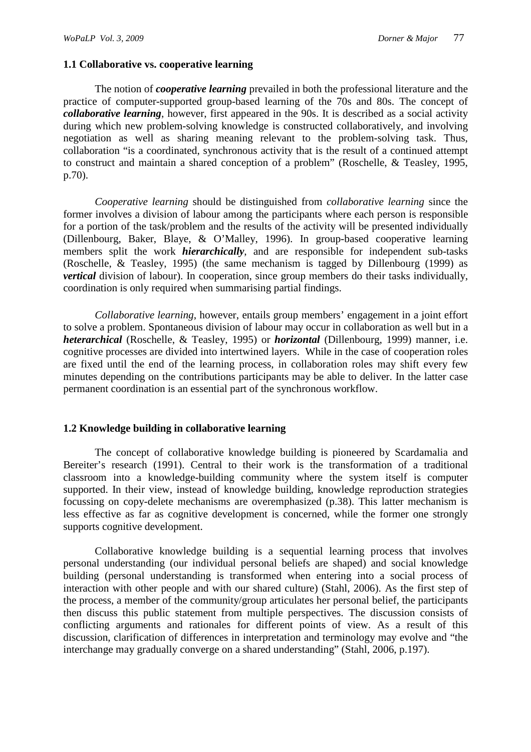## 1.1 Collaborative vs. cooperative learning

The notion of ***cooperative learning*** prevailed in both the professional literature and the practice of computer-supported group-based learning of the 70s and 80s. The concept of ***collaborative learning***, however, first appeared in the 90s. It is described as a social activity during which new problem-solving knowledge is constructed collaboratively, and involving negotiation as well as sharing meaning relevant to the problem-solving task. Thus, collaboration "is a coordinated, synchronous activity that is the result of a continued attempt to construct and maintain a shared conception of a problem" (Roschelle, & Teasley, 1995, p.70).

*Cooperative learning* should be distinguished from *collaborative learning* since the former involves a division of labour among the participants where each person is responsible for a portion of the task/problem and the results of the activity will be presented individually (Dillenbourg, Baker, Blaye, & O'Malley, 1996). In group-based cooperative learning members split the work ***hierarchically***, and are responsible for independent sub-tasks (Roschelle, & Teasley, 1995) (the same mechanism is tagged by Dillenbourg (1999) as ***vertical*** division of labour). In cooperation, since group members do their tasks individually, coordination is only required when summarising partial findings.

*Collaborative learning*, however, entails group members' engagement in a joint effort to solve a problem. Spontaneous division of labour may occur in collaboration as well but in a ***heterarchical*** (Roschelle, & Teasley, 1995) or ***horizontal*** (Dillenbourg, 1999) manner, i.e. cognitive processes are divided into intertwined layers. While in the case of cooperation roles are fixed until the end of the learning process, in collaboration roles may shift every few minutes depending on the contributions participants may be able to deliver. In the latter case permanent coordination is an essential part of the synchronous workflow.

## 1.2 Knowledge building in collaborative learning

The concept of collaborative knowledge building is pioneered by Scardamalia and Bereiter's research (1991). Central to their work is the transformation of a traditional classroom into a knowledge-building community where the system itself is computer supported. In their view, instead of knowledge building, knowledge reproduction strategies focussing on copy-delete mechanisms are overemphasized (p.38). This latter mechanism is less effective as far as cognitive development is concerned, while the former one strongly supports cognitive development.

Collaborative knowledge building is a sequential learning process that involves personal understanding (our individual personal beliefs are shaped) and social knowledge building (personal understanding is transformed when entering into a social process of interaction with other people and with our shared culture) (Stahl, 2006). As the first step of the process, a member of the community/group articulates her personal belief, the participants then discuss this public statement from multiple perspectives. The discussion consists of conflicting arguments and rationales for different points of view. As a result of this discussion, clarification of differences in interpretation and terminology may evolve and "the interchange may gradually converge on a shared understanding" (Stahl, 2006, p.197).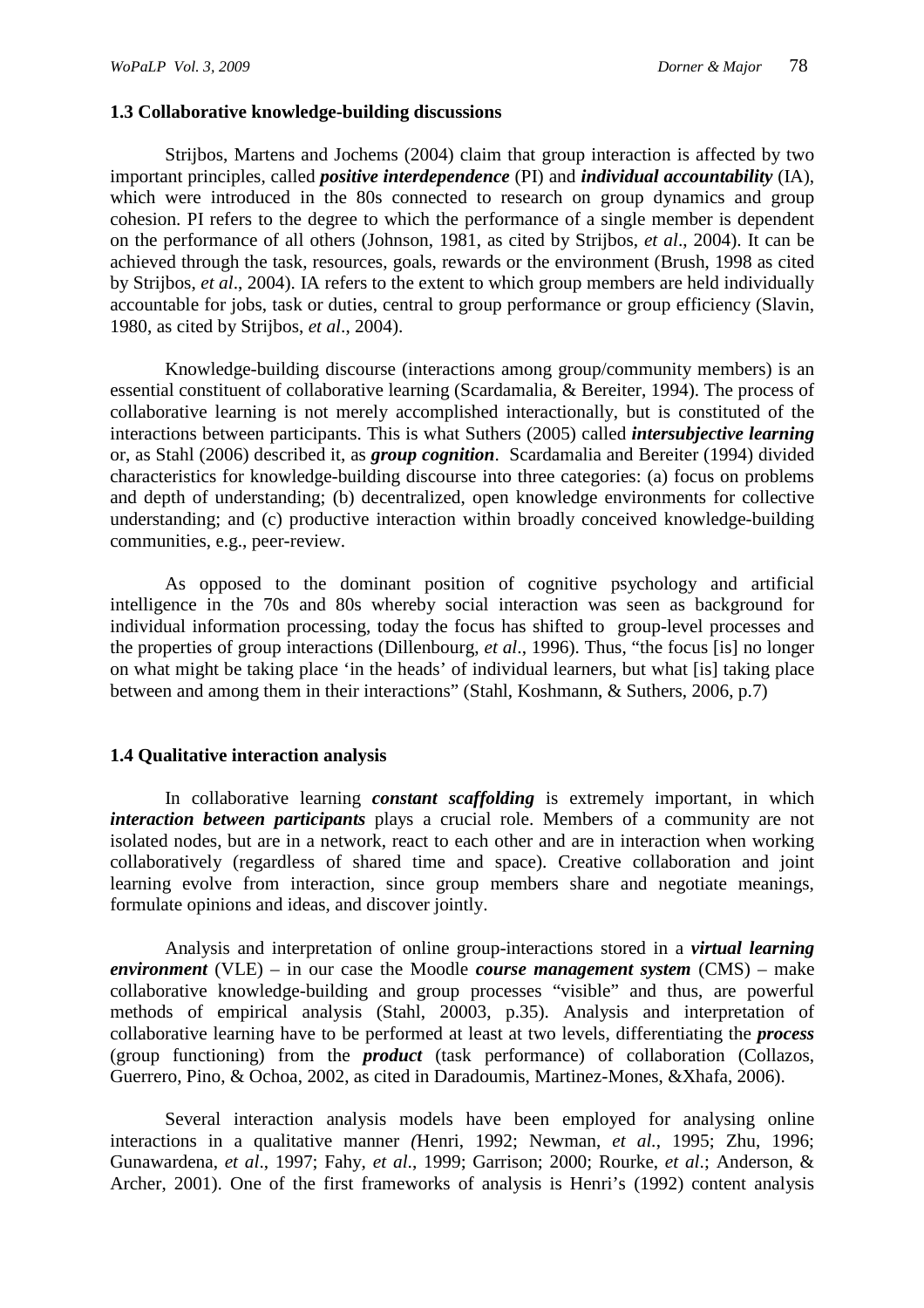### 1.3 Collaborative knowledge-building discussions

Strijbos, Martens and Jochems (2004) claim that group interaction is affected by two important principles, called ***positive interdependence*** (PI) and ***individual accountability*** (IA), which were introduced in the 80s connected to research on group dynamics and group cohesion. PI refers to the degree to which the performance of a single member is dependent on the performance of all others (Johnson, 1981, as cited by Strijbos, *et al*., 2004). It can be achieved through the task, resources, goals, rewards or the environment (Brush, 1998 as cited by Strijbos, *et al*., 2004). IA refers to the extent to which group members are held individually accountable for jobs, task or duties, central to group performance or group efficiency (Slavin, 1980, as cited by Strijbos, *et al*., 2004).

Knowledge-building discourse (interactions among group/community members) is an essential constituent of collaborative learning (Scardamalia, & Bereiter, 1994). The process of collaborative learning is not merely accomplished interactionally, but is constituted of the interactions between participants. This is what Suthers (2005) called ***intersubjective learning*** or, as Stahl (2006) described it, as ***group cognition***. Scardamalia and Bereiter (1994) divided characteristics for knowledge-building discourse into three categories: (a) focus on problems and depth of understanding; (b) decentralized, open knowledge environments for collective understanding; and (c) productive interaction within broadly conceived knowledge-building communities, e.g., peer-review.

As opposed to the dominant position of cognitive psychology and artificial intelligence in the 70s and 80s whereby social interaction was seen as background for individual information processing, today the focus has shifted to group-level processes and the properties of group interactions (Dillenbourg, *et al*., 1996). Thus, "the focus [is] no longer on what might be taking place 'in the heads' of individual learners, but what [is] taking place between and among them in their interactions" (Stahl, Koshmann, & Suthers, 2006, p.7)

### 1.4 Qualitative interaction analysis

In collaborative learning ***constant scaffolding*** is extremely important, in which ***interaction between participants*** plays a crucial role. Members of a community are not isolated nodes, but are in a network, react to each other and are in interaction when working collaboratively (regardless of shared time and space). Creative collaboration and joint learning evolve from interaction, since group members share and negotiate meanings, formulate opinions and ideas, and discover jointly.

Analysis and interpretation of online group-interactions stored in a ***virtual learning environment*** (VLE) – in our case the Moodle ***course management system*** (CMS) – make collaborative knowledge-building and group processes "visible" and thus, are powerful methods of empirical analysis (Stahl, 20003, p.35). Analysis and interpretation of collaborative learning have to be performed at least at two levels, differentiating the ***process*** (group functioning) from the ***product*** (task performance) of collaboration (Collazos, Guerrero, Pino, & Ochoa, 2002, as cited in Daradoumis, Martinez-Mones, &Xhafa, 2006).

Several interaction analysis models have been employed for analysing online interactions in a qualitative manner *(*Henri, 1992; Newman, *et al.*, 1995; Zhu, 1996; Gunawardena, *et al*., 1997; Fahy, *et al*., 1999; Garrison; 2000; Rourke, *et al*.; Anderson, & Archer, 2001). One of the first frameworks of analysis is Henri's (1992) content analysis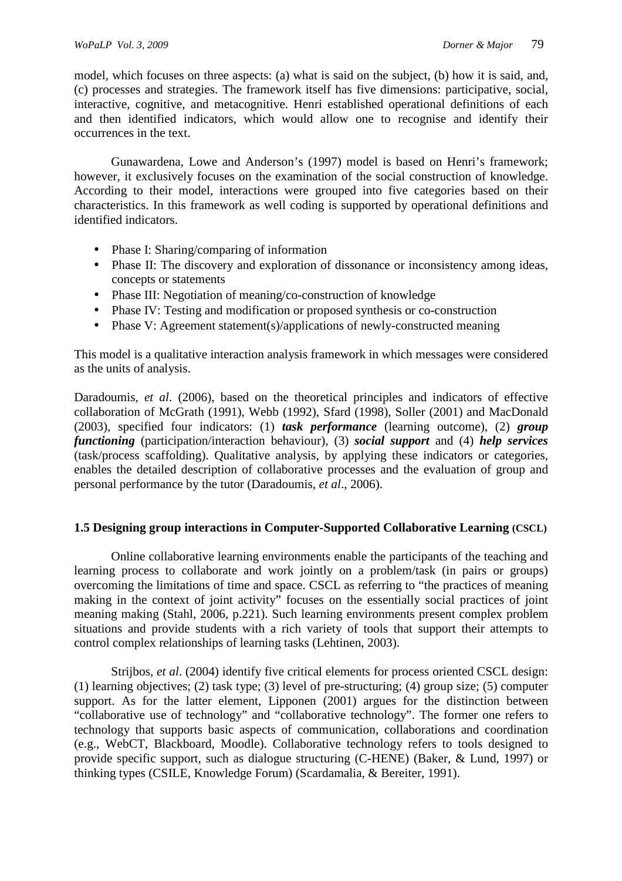model, which focuses on three aspects: (a) what is said on the subject, (b) how it is said, and, (c) processes and strategies. The framework itself has five dimensions: participative, social, interactive, cognitive, and metacognitive. Henri established operational definitions of each and then identified indicators, which would allow one to recognise and identify their occurrences in the text.

Gunawardena, Lowe and Anderson's (1997) model is based on Henri's framework; however, it exclusively focuses on the examination of the social construction of knowledge. According to their model, interactions were grouped into five categories based on their characteristics. In this framework as well coding is supported by operational definitions and identified indicators.

- Phase I: Sharing/comparing of information
- Phase II: The discovery and exploration of dissonance or inconsistency among ideas, concepts or statements
- Phase III: Negotiation of meaning/co-construction of knowledge
- Phase IV: Testing and modification or proposed synthesis or co-construction
- Phase V: Agreement statement(s)/applications of newly-constructed meaning

This model is a qualitative interaction analysis framework in which messages were considered as the units of analysis.

Daradoumis, *et al*. (2006), based on the theoretical principles and indicators of effective collaboration of McGrath (1991), Webb (1992), Sfard (1998), Soller (2001) and MacDonald (2003), specified four indicators: (1) ***task performance*** (learning outcome), (2) ***group functioning*** (participation/interaction behaviour), (3) ***social support*** and (4) ***help services*** (task/process scaffolding). Qualitative analysis, by applying these indicators or categories, enables the detailed description of collaborative processes and the evaluation of group and personal performance by the tutor (Daradoumis, *et al*., 2006).

### 1.5 Designing group interactions in Computer-Supported Collaborative Learning (CSCL)

Online collaborative learning environments enable the participants of the teaching and learning process to collaborate and work jointly on a problem/task (in pairs or groups) overcoming the limitations of time and space. CSCL as referring to "the practices of meaning making in the context of joint activity" focuses on the essentially social practices of joint meaning making (Stahl, 2006, p.221). Such learning environments present complex problem situations and provide students with a rich variety of tools that support their attempts to control complex relationships of learning tasks (Lehtinen, 2003).

Strijbos, *et al*. (2004) identify five critical elements for process oriented CSCL design: (1) learning objectives; (2) task type; (3) level of pre-structuring; (4) group size; (5) computer support. As for the latter element, Lipponen (2001) argues for the distinction between "collaborative use of technology" and "collaborative technology". The former one refers to technology that supports basic aspects of communication, collaborations and coordination (e.g., WebCT, Blackboard, Moodle). Collaborative technology refers to tools designed to provide specific support, such as dialogue structuring (C-HENE) (Baker, & Lund, 1997) or thinking types (CSILE, Knowledge Forum) (Scardamalia, & Bereiter, 1991).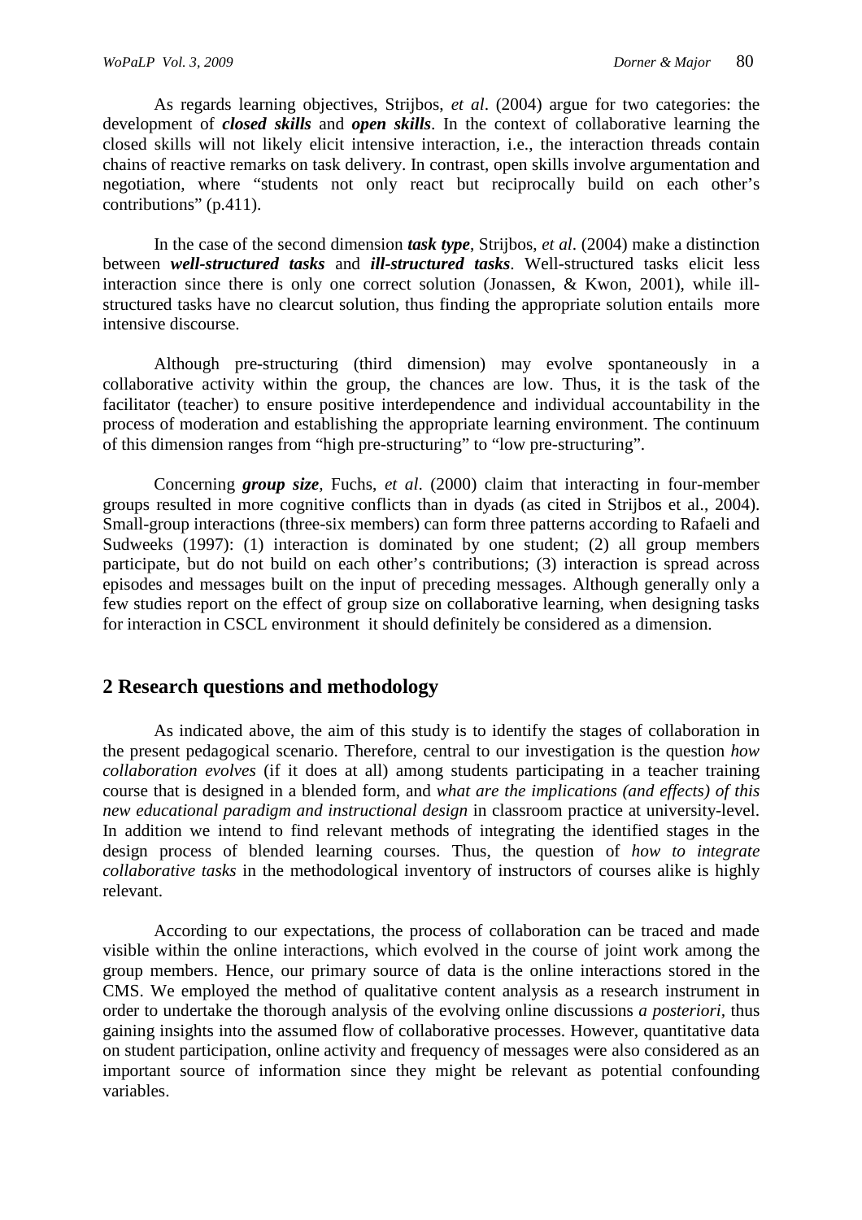As regards learning objectives, Strijbos, *et al*. (2004) argue for two categories: the development of ***closed skills*** and ***open skills***. In the context of collaborative learning the closed skills will not likely elicit intensive interaction, i.e., the interaction threads contain chains of reactive remarks on task delivery. In contrast, open skills involve argumentation and negotiation, where "students not only react but reciprocally build on each other's contributions" (p.411).

In the case of the second dimension ***task type***, Strijbos, *et al*. (2004) make a distinction between ***well-structured tasks*** and ***ill-structured tasks***. Well-structured tasks elicit less interaction since there is only one correct solution (Jonassen, & Kwon, 2001), while ill-structured tasks have no clearcut solution, thus finding the appropriate solution entails more intensive discourse.

Although pre-structuring (third dimension) may evolve spontaneously in a collaborative activity within the group, the chances are low. Thus, it is the task of the facilitator (teacher) to ensure positive interdependence and individual accountability in the process of moderation and establishing the appropriate learning environment. The continuum of this dimension ranges from "high pre-structuring" to "low pre-structuring".

Concerning ***group size***, Fuchs, *et al*. (2000) claim that interacting in four-member groups resulted in more cognitive conflicts than in dyads (as cited in Strijbos et al., 2004). Small-group interactions (three-six members) can form three patterns according to Rafaeli and Sudweeks (1997): (1) interaction is dominated by one student; (2) all group members participate, but do not build on each other's contributions; (3) interaction is spread across episodes and messages built on the input of preceding messages. Although generally only a few studies report on the effect of group size on collaborative learning, when designing tasks for interaction in CSCL environment it should definitely be considered as a dimension.

## 2 Research questions and methodology

As indicated above, the aim of this study is to identify the stages of collaboration in the present pedagogical scenario. Therefore, central to our investigation is the question *how collaboration evolves* (if it does at all) among students participating in a teacher training course that is designed in a blended form, and *what are the implications (and effects) of this new educational paradigm and instructional design* in classroom practice at university-level. In addition we intend to find relevant methods of integrating the identified stages in the design process of blended learning courses. Thus, the question of *how to integrate collaborative tasks* in the methodological inventory of instructors of courses alike is highly relevant.

According to our expectations, the process of collaboration can be traced and made visible within the online interactions, which evolved in the course of joint work among the group members. Hence, our primary source of data is the online interactions stored in the CMS. We employed the method of qualitative content analysis as a research instrument in order to undertake the thorough analysis of the evolving online discussions *a posteriori*, thus gaining insights into the assumed flow of collaborative processes. However, quantitative data on student participation, online activity and frequency of messages were also considered as an important source of information since they might be relevant as potential confounding variables.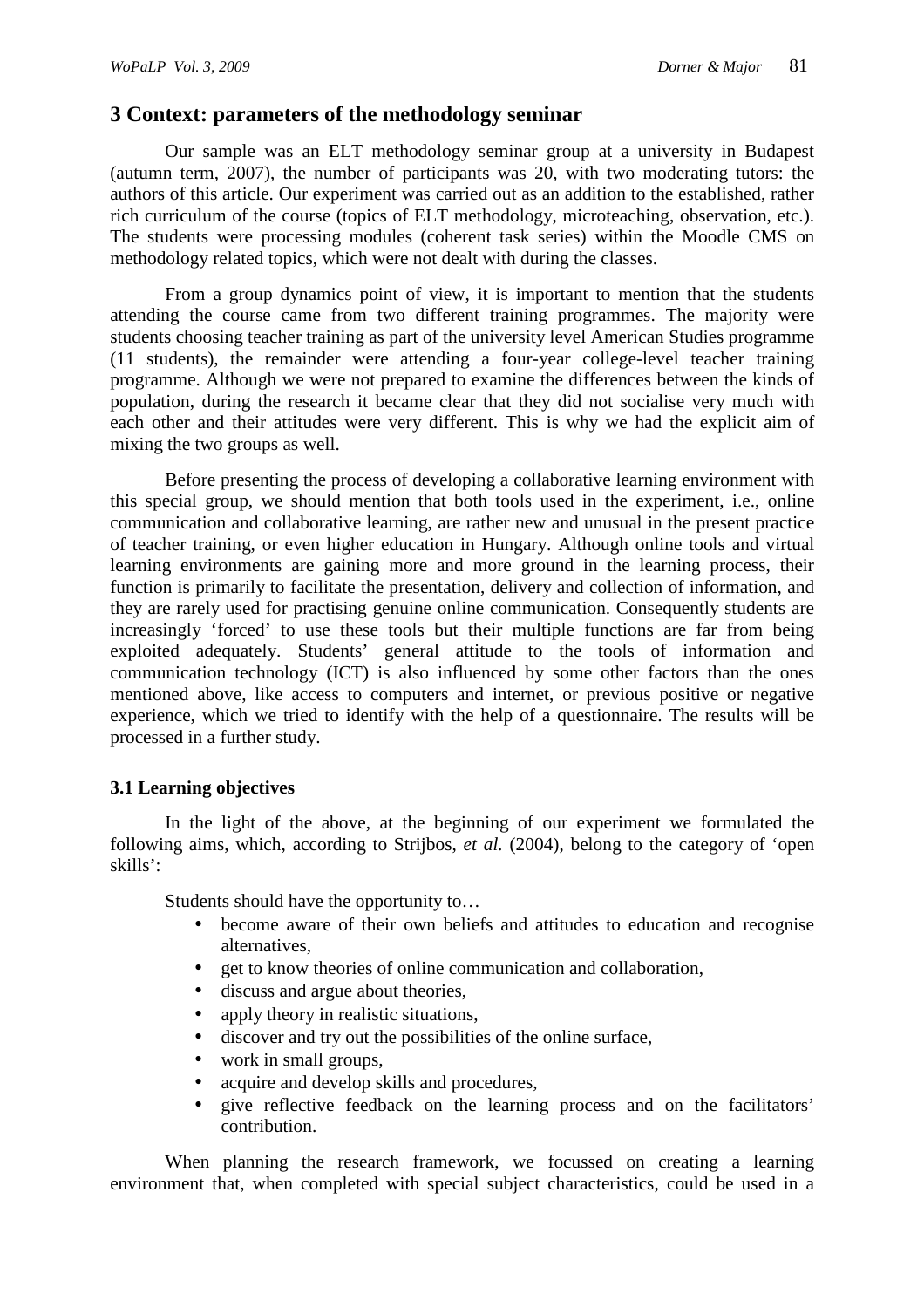## 3 Context: parameters of the methodology seminar

Our sample was an ELT methodology seminar group at a university in Budapest (autumn term, 2007), the number of participants was 20, with two moderating tutors: the authors of this article. Our experiment was carried out as an addition to the established, rather rich curriculum of the course (topics of ELT methodology, microteaching, observation, etc.). The students were processing modules (coherent task series) within the Moodle CMS on methodology related topics, which were not dealt with during the classes.

From a group dynamics point of view, it is important to mention that the students attending the course came from two different training programmes. The majority were students choosing teacher training as part of the university level American Studies programme (11 students), the remainder were attending a four-year college-level teacher training programme. Although we were not prepared to examine the differences between the kinds of population, during the research it became clear that they did not socialise very much with each other and their attitudes were very different. This is why we had the explicit aim of mixing the two groups as well.

Before presenting the process of developing a collaborative learning environment with this special group, we should mention that both tools used in the experiment, i.e., online communication and collaborative learning, are rather new and unusual in the present practice of teacher training, or even higher education in Hungary. Although online tools and virtual learning environments are gaining more and more ground in the learning process, their function is primarily to facilitate the presentation, delivery and collection of information, and they are rarely used for practising genuine online communication. Consequently students are increasingly 'forced' to use these tools but their multiple functions are far from being exploited adequately. Students' general attitude to the tools of information and communication technology (ICT) is also influenced by some other factors than the ones mentioned above, like access to computers and internet, or previous positive or negative experience, which we tried to identify with the help of a questionnaire. The results will be processed in a further study.

### 3.1 Learning objectives

In the light of the above, at the beginning of our experiment we formulated the following aims, which, according to Strijbos, *et al.* (2004), belong to the category of 'open skills':

Students should have the opportunity to…

- become aware of their own beliefs and attitudes to education and recognise alternatives,
- get to know theories of online communication and collaboration,
- discuss and argue about theories,
- apply theory in realistic situations,
- discover and try out the possibilities of the online surface,
- work in small groups,
- acquire and develop skills and procedures,
- give reflective feedback on the learning process and on the facilitators' contribution.

When planning the research framework, we focussed on creating a learning environment that, when completed with special subject characteristics, could be used in a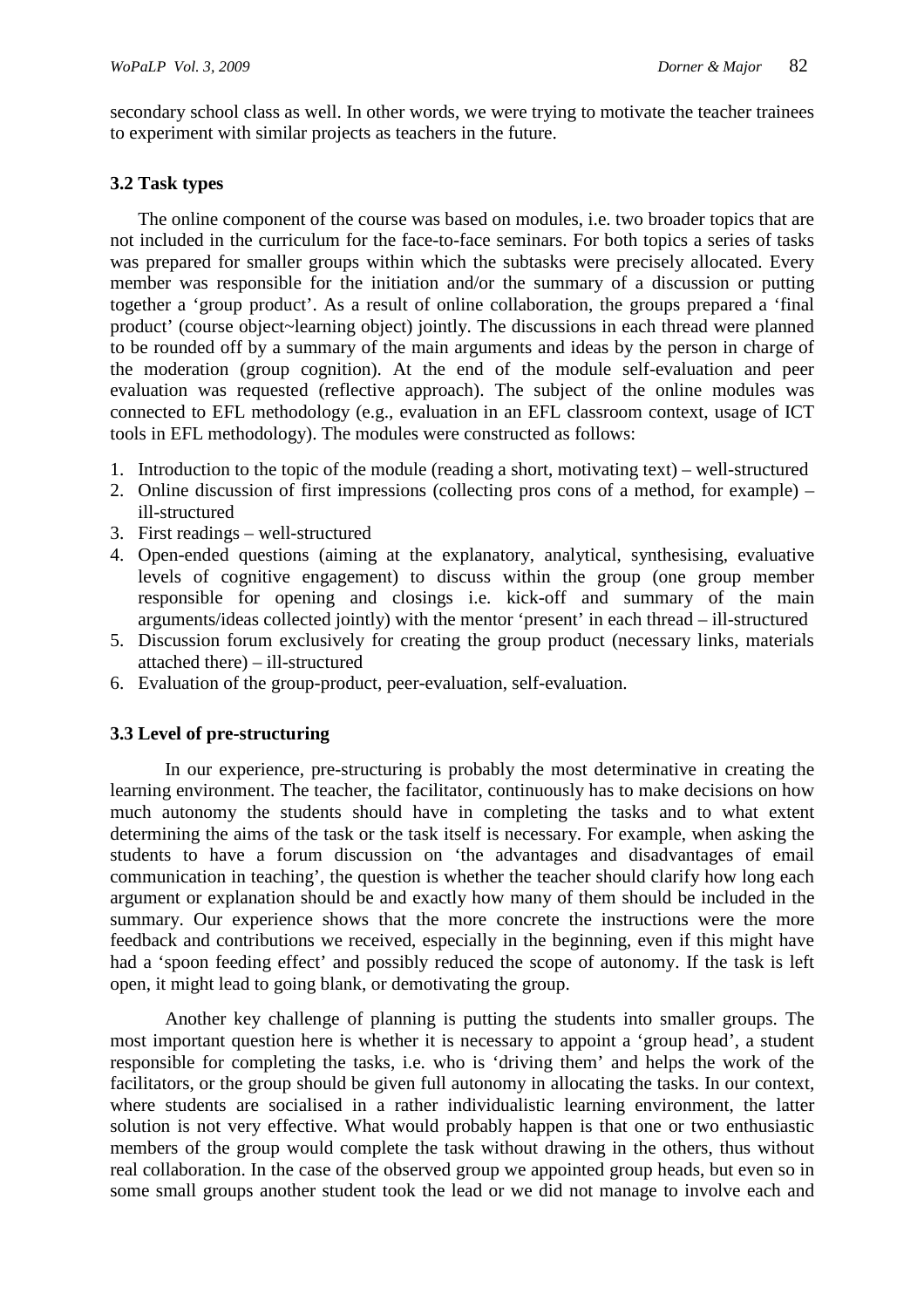secondary school class as well. In other words, we were trying to motivate the teacher trainees to experiment with similar projects as teachers in the future.

### 3.2 Task types

The online component of the course was based on modules, i.e. two broader topics that are not included in the curriculum for the face-to-face seminars. For both topics a series of tasks was prepared for smaller groups within which the subtasks were precisely allocated. Every member was responsible for the initiation and/or the summary of a discussion or putting together a 'group product'. As a result of online collaboration, the groups prepared a 'final product' (course object~learning object) jointly. The discussions in each thread were planned to be rounded off by a summary of the main arguments and ideas by the person in charge of the moderation (group cognition). At the end of the module self-evaluation and peer evaluation was requested (reflective approach). The subject of the online modules was connected to EFL methodology (e.g., evaluation in an EFL classroom context, usage of ICT tools in EFL methodology). The modules were constructed as follows:

1. Introduction to the topic of the module (reading a short, motivating text) – well-structured
2. Online discussion of first impressions (collecting pros cons of a method, for example) – ill-structured
3. First readings – well-structured
4. Open-ended questions (aiming at the explanatory, analytical, synthesising, evaluative levels of cognitive engagement) to discuss within the group (one group member responsible for opening and closings i.e. kick-off and summary of the main arguments/ideas collected jointly) with the mentor 'present' in each thread – ill-structured
5. Discussion forum exclusively for creating the group product (necessary links, materials attached there) – ill-structured
6. Evaluation of the group-product, peer-evaluation, self-evaluation.

### 3.3 Level of pre-structuring

In our experience, pre-structuring is probably the most determinative in creating the learning environment. The teacher, the facilitator, continuously has to make decisions on how much autonomy the students should have in completing the tasks and to what extent determining the aims of the task or the task itself is necessary. For example, when asking the students to have a forum discussion on 'the advantages and disadvantages of email communication in teaching', the question is whether the teacher should clarify how long each argument or explanation should be and exactly how many of them should be included in the summary. Our experience shows that the more concrete the instructions were the more feedback and contributions we received, especially in the beginning, even if this might have had a 'spoon feeding effect' and possibly reduced the scope of autonomy. If the task is left open, it might lead to going blank, or demotivating the group.

Another key challenge of planning is putting the students into smaller groups. The most important question here is whether it is necessary to appoint a 'group head', a student responsible for completing the tasks, i.e. who is 'driving them' and helps the work of the facilitators, or the group should be given full autonomy in allocating the tasks. In our context, where students are socialised in a rather individualistic learning environment, the latter solution is not very effective. What would probably happen is that one or two enthusiastic members of the group would complete the task without drawing in the others, thus without real collaboration. In the case of the observed group we appointed group heads, but even so in some small groups another student took the lead or we did not manage to involve each and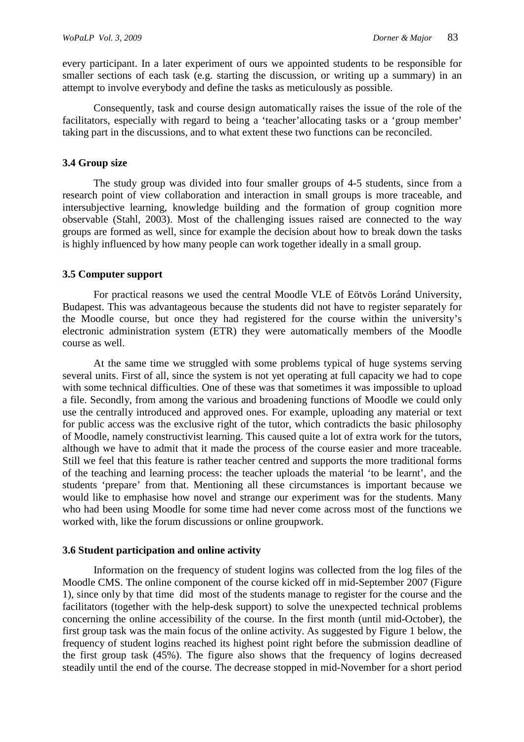every participant. In a later experiment of ours we appointed students to be responsible for smaller sections of each task (e.g. starting the discussion, or writing up a summary) in an attempt to involve everybody and define the tasks as meticulously as possible.

Consequently, task and course design automatically raises the issue of the role of the facilitators, especially with regard to being a 'teacher'allocating tasks or a 'group member' taking part in the discussions, and to what extent these two functions can be reconciled.

### 3.4 Group size

The study group was divided into four smaller groups of 4-5 students, since from a research point of view collaboration and interaction in small groups is more traceable, and intersubjective learning, knowledge building and the formation of group cognition more observable (Stahl, 2003). Most of the challenging issues raised are connected to the way groups are formed as well, since for example the decision about how to break down the tasks is highly influenced by how many people can work together ideally in a small group.

### 3.5 Computer support

For practical reasons we used the central Moodle VLE of Eötvös Loránd University, Budapest. This was advantageous because the students did not have to register separately for the Moodle course, but once they had registered for the course within the university's electronic administration system (ETR) they were automatically members of the Moodle course as well.

At the same time we struggled with some problems typical of huge systems serving several units. First of all, since the system is not yet operating at full capacity we had to cope with some technical difficulties. One of these was that sometimes it was impossible to upload a file. Secondly, from among the various and broadening functions of Moodle we could only use the centrally introduced and approved ones. For example, uploading any material or text for public access was the exclusive right of the tutor, which contradicts the basic philosophy of Moodle, namely constructivist learning. This caused quite a lot of extra work for the tutors, although we have to admit that it made the process of the course easier and more traceable. Still we feel that this feature is rather teacher centred and supports the more traditional forms of the teaching and learning process: the teacher uploads the material 'to be learnt', and the students 'prepare' from that. Mentioning all these circumstances is important because we would like to emphasise how novel and strange our experiment was for the students. Many who had been using Moodle for some time had never come across most of the functions we worked with, like the forum discussions or online groupwork.

### 3.6 Student participation and online activity

Information on the frequency of student logins was collected from the log files of the Moodle CMS. The online component of the course kicked off in mid-September 2007 (Figure 1), since only by that time did most of the students manage to register for the course and the facilitators (together with the help-desk support) to solve the unexpected technical problems concerning the online accessibility of the course. In the first month (until mid-October), the first group task was the main focus of the online activity. As suggested by Figure 1 below, the frequency of student logins reached its highest point right before the submission deadline of the first group task (45%). The figure also shows that the frequency of logins decreased steadily until the end of the course. The decrease stopped in mid-November for a short period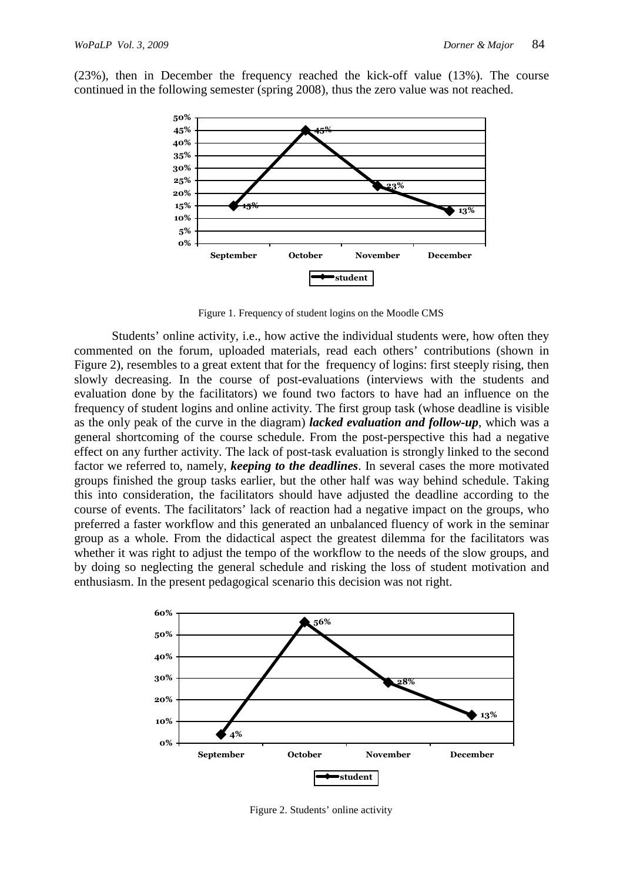(23%), then in December the frequency reached the kick-off value (13%). The course continued in the following semester (spring 2008), thus the zero value was not reached.

Figure 1. Frequency of student logins on the Moodle CMS

Students' online activity, i.e., how active the individual students were, how often they commented on the forum, uploaded materials, read each others' contributions (shown in Figure 2), resembles to a great extent that for the frequency of logins: first steeply rising, then slowly decreasing. In the course of post-evaluations (interviews with the students and evaluation done by the facilitators) we found two factors to have had an influence on the frequency of student logins and online activity. The first group task (whose deadline is visible as the only peak of the curve in the diagram) ***lacked evaluation and follow-up***, which was a general shortcoming of the course schedule. From the post-perspective this had a negative effect on any further activity. The lack of post-task evaluation is strongly linked to the second factor we referred to, namely, ***keeping to the deadlines***. In several cases the more motivated groups finished the group tasks earlier, but the other half was way behind schedule. Taking this into consideration, the facilitators should have adjusted the deadline according to the course of events. The facilitators' lack of reaction had a negative impact on the groups, who preferred a faster workflow and this generated an unbalanced fluency of work in the seminar group as a whole. From the didactical aspect the greatest dilemma for the facilitators was whether it was right to adjust the tempo of the workflow to the needs of the slow groups, and by doing so neglecting the general schedule and risking the loss of student motivation and enthusiasm. In the present pedagogical scenario this decision was not right.

Figure 2. Students' online activity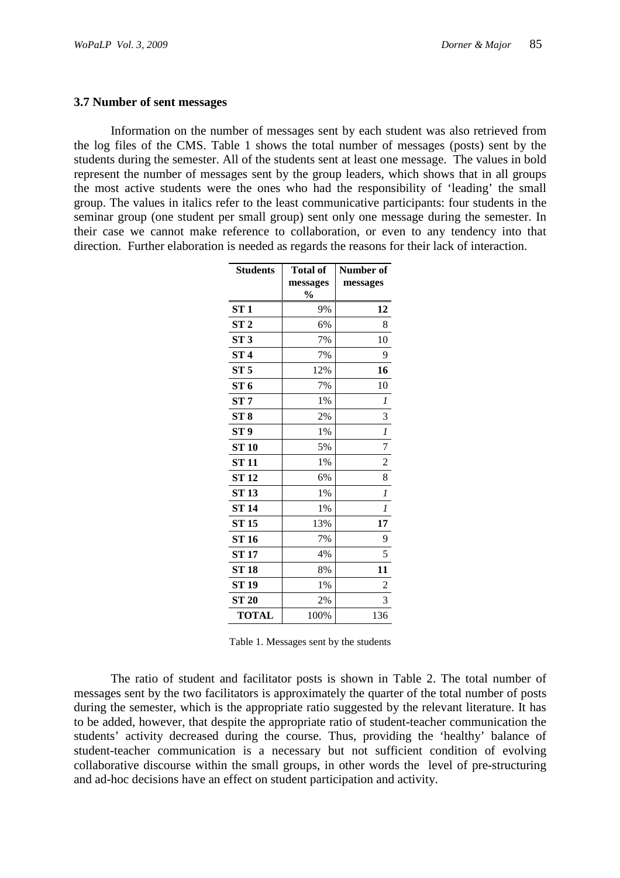### 3.7 Number of sent messages

Information on the number of messages sent by each student was also retrieved from the log files of the CMS. Table 1 shows the total number of messages (posts) sent by the students during the semester. All of the students sent at least one message. The values in bold represent the number of messages sent by the group leaders, which shows that in all groups the most active students were the ones who had the responsibility of 'leading' the small group. The values in italics refer to the least communicative participants: four students in the seminar group (one student per small group) sent only one message during the semester. In their case we cannot make reference to collaboration, or even to any tendency into that direction. Further elaboration is needed as regards the reasons for their lack of interaction.

| Students | Total of messages % | Number of messages |
|---|---|---|
| **ST 1** | 9% | **12** |
| **ST 2** | 6% | 8 |
| **ST 3** | 7% | 10 |
| **ST 4** | 7% | 9 |
| **ST 5** | 12% | **16** |
| **ST 6** | 7% | 10 |
| **ST 7** | 1% | *1* |
| **ST 8** | 2% | 3 |
| **ST 9** | 1% | *1* |
| **ST 10** | 5% | 7 |
| **ST 11** | 1% | 2 |
| **ST 12** | 6% | 8 |
| **ST 13** | 1% | *1* |
| **ST 14** | 1% | *1* |
| **ST 15** | 13% | **17** |
| **ST 16** | 7% | 9 |
| **ST 17** | 4% | 5 |
| **ST 18** | 8% | **11** |
| **ST 19** | 1% | 2 |
| **ST 20** | 2% | 3 |
| **TOTAL** | 100% | 136 |

Table 1. Messages sent by the students

The ratio of student and facilitator posts is shown in Table 2. The total number of messages sent by the two facilitators is approximately the quarter of the total number of posts during the semester, which is the appropriate ratio suggested by the relevant literature. It has to be added, however, that despite the appropriate ratio of student-teacher communication the students' activity decreased during the course. Thus, providing the 'healthy' balance of student-teacher communication is a necessary but not sufficient condition of evolving collaborative discourse within the small groups, in other words the level of pre-structuring and ad-hoc decisions have an effect on student participation and activity.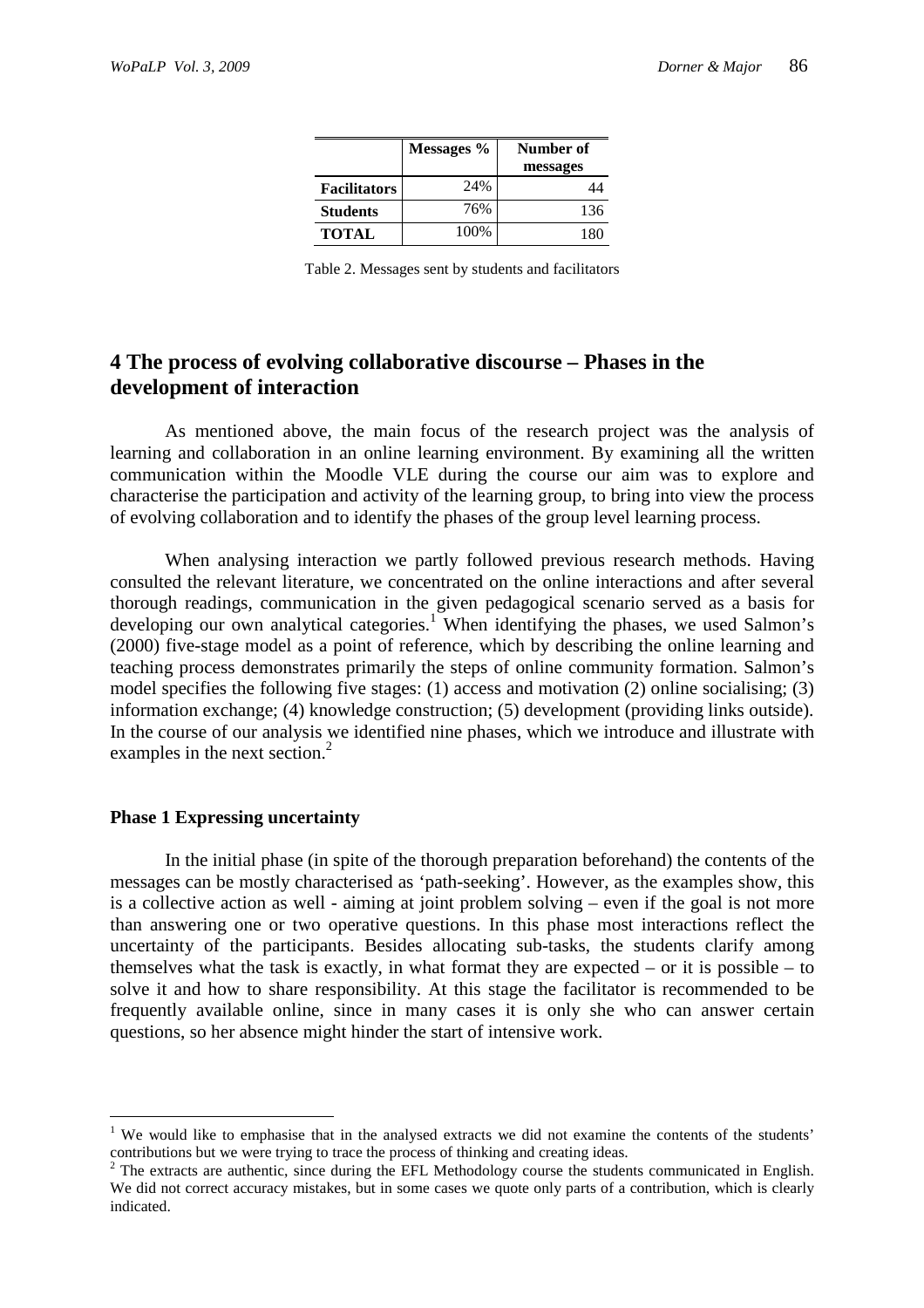| | Messages % | Number of messages |
|---|---|---|
| **Facilitators** | 24% | 44 |
| **Students** | 76% | 136 |
| **TOTAL** | 100% | 180 |

Table 2. Messages sent by students and facilitators

## 4 The process of evolving collaborative discourse – Phases in the development of interaction

As mentioned above, the main focus of the research project was the analysis of learning and collaboration in an online learning environment. By examining all the written communication within the Moodle VLE during the course our aim was to explore and characterise the participation and activity of the learning group, to bring into view the process of evolving collaboration and to identify the phases of the group level learning process.

When analysing interaction we partly followed previous research methods. Having consulted the relevant literature, we concentrated on the online interactions and after several thorough readings, communication in the given pedagogical scenario served as a basis for developing our own analytical categories.[1] When identifying the phases, we used Salmon's (2000) five-stage model as a point of reference, which by describing the online learning and teaching process demonstrates primarily the steps of online community formation. Salmon's model specifies the following five stages: (1) access and motivation (2) online socialising; (3) information exchange; (4) knowledge construction; (5) development (providing links outside). In the course of our analysis we identified nine phases, which we introduce and illustrate with examples in the next section.[2]

### Phase 1 Expressing uncertainty

In the initial phase (in spite of the thorough preparation beforehand) the contents of the messages can be mostly characterised as 'path-seeking'. However, as the examples show, this is a collective action as well - aiming at joint problem solving – even if the goal is not more than answering one or two operative questions. In this phase most interactions reflect the uncertainty of the participants. Besides allocating sub-tasks, the students clarify among themselves what the task is exactly, in what format they are expected – or it is possible – to solve it and how to share responsibility. At this stage the facilitator is recommended to be frequently available online, since in many cases it is only she who can answer certain questions, so her absence might hinder the start of intensive work.

---

[1] We would like to emphasise that in the analysed extracts we did not examine the contents of the students' contributions but we were trying to trace the process of thinking and creating ideas.

[2] The extracts are authentic, since during the EFL Methodology course the students communicated in English. We did not correct accuracy mistakes, but in some cases we quote only parts of a contribution, which is clearly indicated.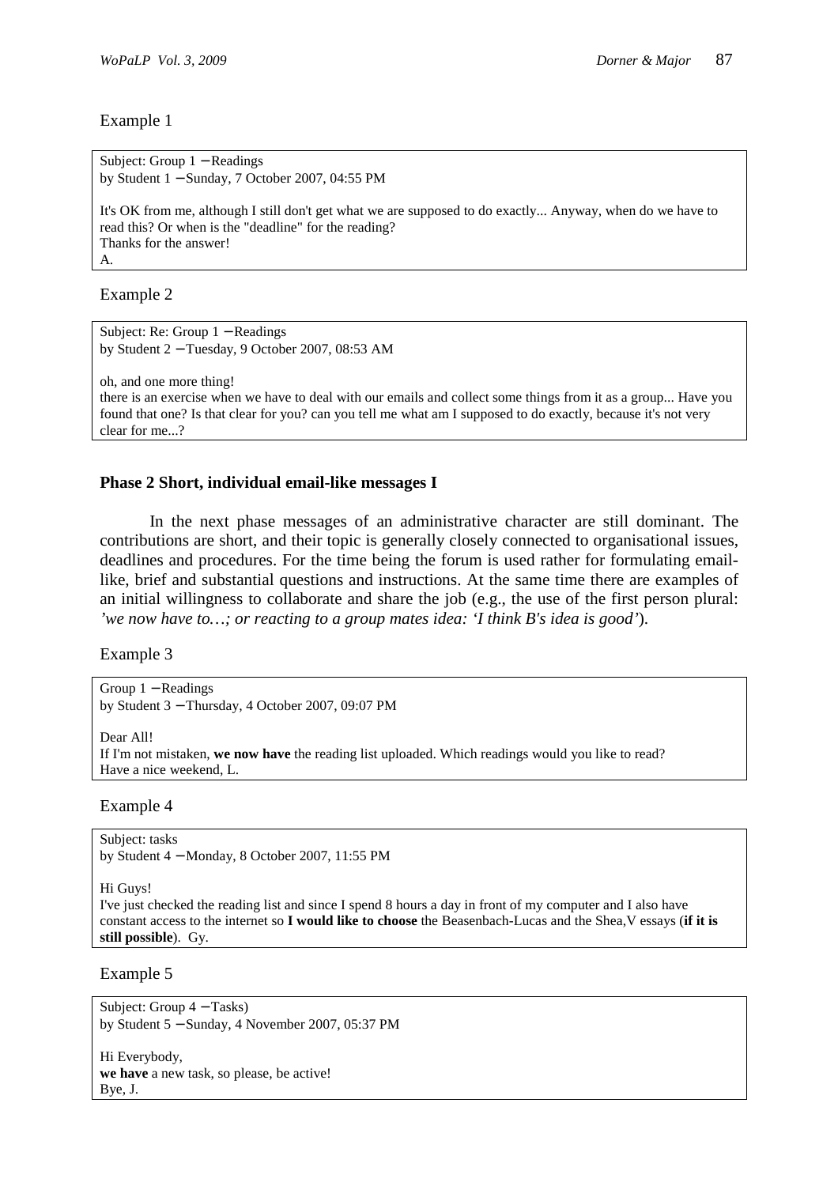Example 1

> Subject: Group 1 – Readings
> by Student 1 – Sunday, 7 October 2007, 04:55 PM
>
> It's OK from me, although I still don't get what we are supposed to do exactly... Anyway, when do we have to read this? Or when is the "deadline" for the reading?
> Thanks for the answer!
> A.

Example 2

> Subject: Re: Group 1 – Readings
> by Student 2 – Tuesday, 9 October 2007, 08:53 AM
>
> oh, and one more thing!
> there is an exercise when we have to deal with our emails and collect some things from it as a group... Have you found that one? Is that clear for you? can you tell me what am I supposed to do exactly, because it's not very clear for me...?

**Phase 2 Short, individual email-like messages I**

In the next phase messages of an administrative character are still dominant. The contributions are short, and their topic is generally closely connected to organisational issues, deadlines and procedures. For the time being the forum is used rather for formulating email-like, brief and substantial questions and instructions. At the same time there are examples of an initial willingness to collaborate and share the job (e.g., the use of the first person plural: *'we now have to…; or reacting to a group mates idea: 'I think B's idea is good'*).

Example 3

> Group 1 – Readings
> by Student 3 – Thursday, 4 October 2007, 09:07 PM
>
> Dear All!
> If I'm not mistaken, **we now have** the reading list uploaded. Which readings would you like to read?
> Have a nice weekend, L.

Example 4

> Subject: tasks
> by Student 4 – Monday, 8 October 2007, 11:55 PM
>
> Hi Guys!
> I've just checked the reading list and since I spend 8 hours a day in front of my computer and I also have constant access to the internet so **I would like to choose** the Beasenbach-Lucas and the Shea,V essays (**if it is still possible**). Gy.

Example 5

> Subject: Group 4 – Tasks)
> by Student 5 – Sunday, 4 November 2007, 05:37 PM
>
> Hi Everybody,
> **we have** a new task, so please, be active!
> Bye, J.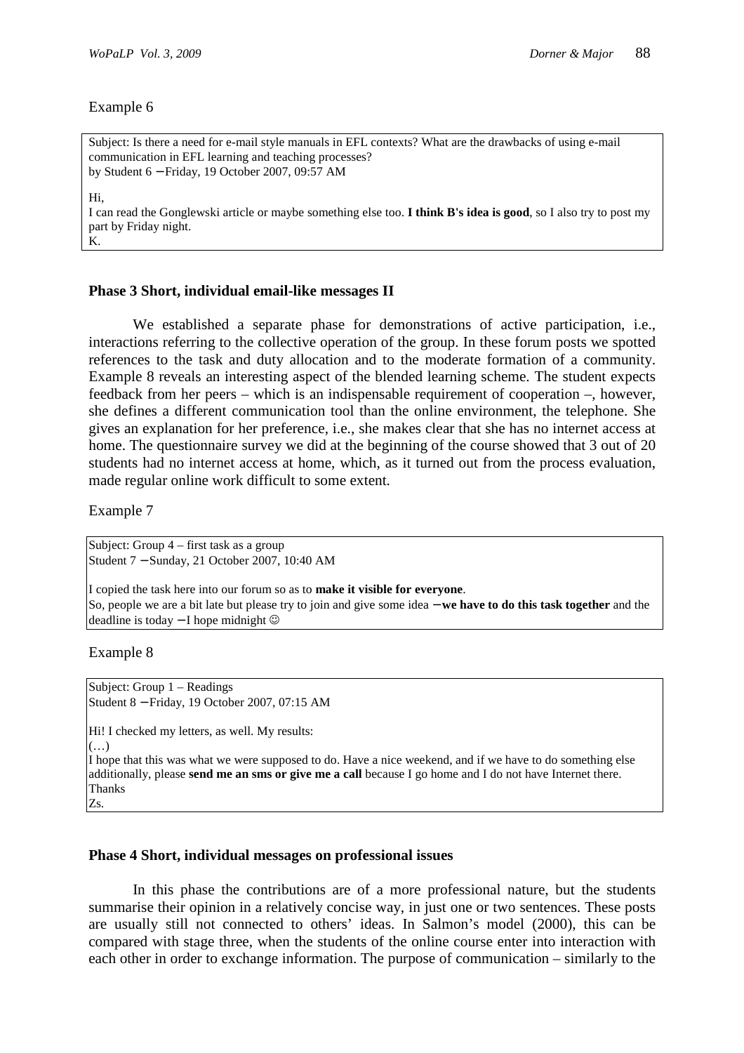Example 6

> Subject: Is there a need for e-mail style manuals in EFL contexts? What are the drawbacks of using e-mail communication in EFL learning and teaching processes?
> by Student 6 – Friday, 19 October 2007, 09:57 AM
>
> Hi,
> I can read the Gonglewski article or maybe something else too. **I think B's idea is good**, so I also try to post my part by Friday night.
> K.

### Phase 3 Short, individual email-like messages II

We established a separate phase for demonstrations of active participation, i.e., interactions referring to the collective operation of the group. In these forum posts we spotted references to the task and duty allocation and to the moderate formation of a community. Example 8 reveals an interesting aspect of the blended learning scheme. The student expects feedback from her peers – which is an indispensable requirement of cooperation –, however, she defines a different communication tool than the online environment, the telephone. She gives an explanation for her preference, i.e., she makes clear that she has no internet access at home. The questionnaire survey we did at the beginning of the course showed that 3 out of 20 students had no internet access at home, which, as it turned out from the process evaluation, made regular online work difficult to some extent.

Example 7

> Subject: Group 4 – first task as a group
> Student 7 – Sunday, 21 October 2007, 10:40 AM
>
> I copied the task here into our forum so as to **make it visible for everyone**.
> So, people we are a bit late but please try to join and give some idea – **we have to do this task together** and the deadline is today – I hope midnight ☺

Example 8

> Subject: Group 1 – Readings
> Student 8 – Friday, 19 October 2007, 07:15 AM
>
> Hi! I checked my letters, as well. My results:
> (…)
> I hope that this was what we were supposed to do. Have a nice weekend, and if we have to do something else additionally, please **send me an sms or give me a call** because I go home and I do not have Internet there.
> Thanks
> Zs.

### Phase 4 Short, individual messages on professional issues

In this phase the contributions are of a more professional nature, but the students summarise their opinion in a relatively concise way, in just one or two sentences. These posts are usually still not connected to others' ideas. In Salmon's model (2000), this can be compared with stage three, when the students of the online course enter into interaction with each other in order to exchange information. The purpose of communication – similarly to the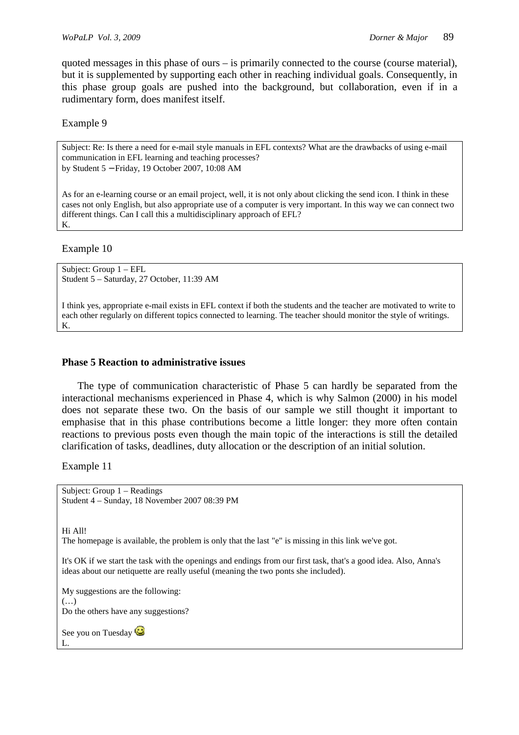quoted messages in this phase of ours – is primarily connected to the course (course material), but it is supplemented by supporting each other in reaching individual goals. Consequently, in this phase group goals are pushed into the background, but collaboration, even if in a rudimentary form, does manifest itself.

Example 9

> Subject: Re: Is there a need for e-mail style manuals in EFL contexts? What are the drawbacks of using e-mail communication in EFL learning and teaching processes?
> by Student 5 – Friday, 19 October 2007, 10:08 AM
>
> As for an e-learning course or an email project, well, it is not only about clicking the send icon. I think in these cases not only English, but also appropriate use of a computer is very important. In this way we can connect two different things. Can I call this a multidisciplinary approach of EFL?
> K.

Example 10

> Subject: Group 1 – EFL
> Student 5 – Saturday, 27 October, 11:39 AM
>
> I think yes, appropriate e-mail exists in EFL context if both the students and the teacher are motivated to write to each other regularly on different topics connected to learning. The teacher should monitor the style of writings.
> K.

### Phase 5 Reaction to administrative issues

The type of communication characteristic of Phase 5 can hardly be separated from the interactional mechanisms experienced in Phase 4, which is why Salmon (2000) in his model does not separate these two. On the basis of our sample we still thought it important to emphasise that in this phase contributions become a little longer: they more often contain reactions to previous posts even though the main topic of the interactions is still the detailed clarification of tasks, deadlines, duty allocation or the description of an initial solution.

Example 11

> Subject: Group 1 – Readings
> Student 4 – Sunday, 18 November 2007 08:39 PM
>
> Hi All!
> The homepage is available, the problem is only that the last "e" is missing in this link we've got.
>
> It's OK if we start the task with the openings and endings from our first task, that's a good idea. Also, Anna's ideas about our netiquette are really useful (meaning the two ponts she included).
>
> My suggestions are the following:
> (…)
> Do the others have any suggestions?
>
> See you on Tuesday 😊
> L.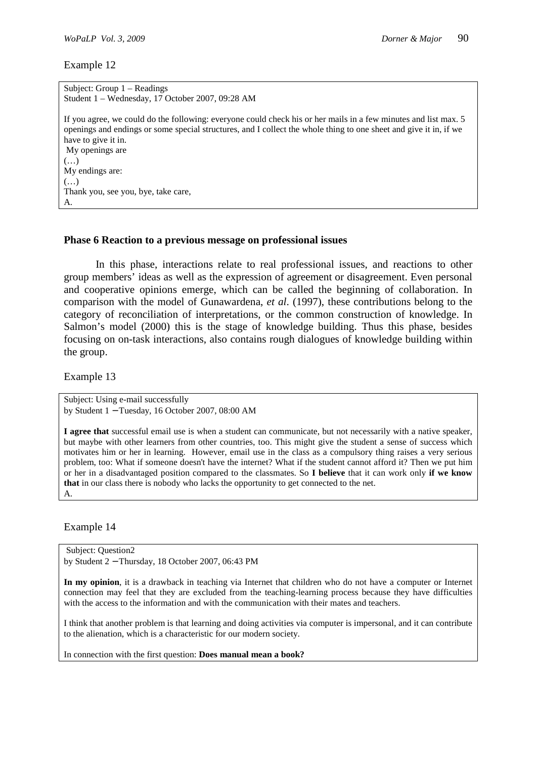Example 12

> Subject: Group 1 – Readings
> Student 1 – Wednesday, 17 October 2007, 09:28 AM
>
> If you agree, we could do the following: everyone could check his or her mails in a few minutes and list max. 5 openings and endings or some special structures, and I collect the whole thing to one sheet and give it in, if we have to give it in.
> My openings are
> (…)
> My endings are:
> (…)
> Thank you, see you, bye, take care,
> A.

### Phase 6 Reaction to a previous message on professional issues

In this phase, interactions relate to real professional issues, and reactions to other group members' ideas as well as the expression of agreement or disagreement. Even personal and cooperative opinions emerge, which can be called the beginning of collaboration. In comparison with the model of Gunawardena, *et al*. (1997), these contributions belong to the category of reconciliation of interpretations, or the common construction of knowledge. In Salmon's model (2000) this is the stage of knowledge building. Thus this phase, besides focusing on on-task interactions, also contains rough dialogues of knowledge building within the group.

Example 13

> Subject: Using e-mail successfully
> by Student 1 – Tuesday, 16 October 2007, 08:00 AM
>
> **I agree that** successful email use is when a student can communicate, but not necessarily with a native speaker, but maybe with other learners from other countries, too. This might give the student a sense of success which motivates him or her in learning. However, email use in the class as a compulsory thing raises a very serious problem, too: What if someone doesn't have the internet? What if the student cannot afford it? Then we put him or her in a disadvantaged position compared to the classmates. So **I believe** that it can work only **if we know that** in our class there is nobody who lacks the opportunity to get connected to the net.
> A.

Example 14

> Subject: Question2
> by Student 2 – Thursday, 18 October 2007, 06:43 PM
>
> **In my opinion**, it is a drawback in teaching via Internet that children who do not have a computer or Internet connection may feel that they are excluded from the teaching-learning process because they have difficulties with the access to the information and with the communication with their mates and teachers.
>
> I think that another problem is that learning and doing activities via computer is impersonal, and it can contribute to the alienation, which is a characteristic for our modern society.
>
> In connection with the first question: **Does manual mean a book?**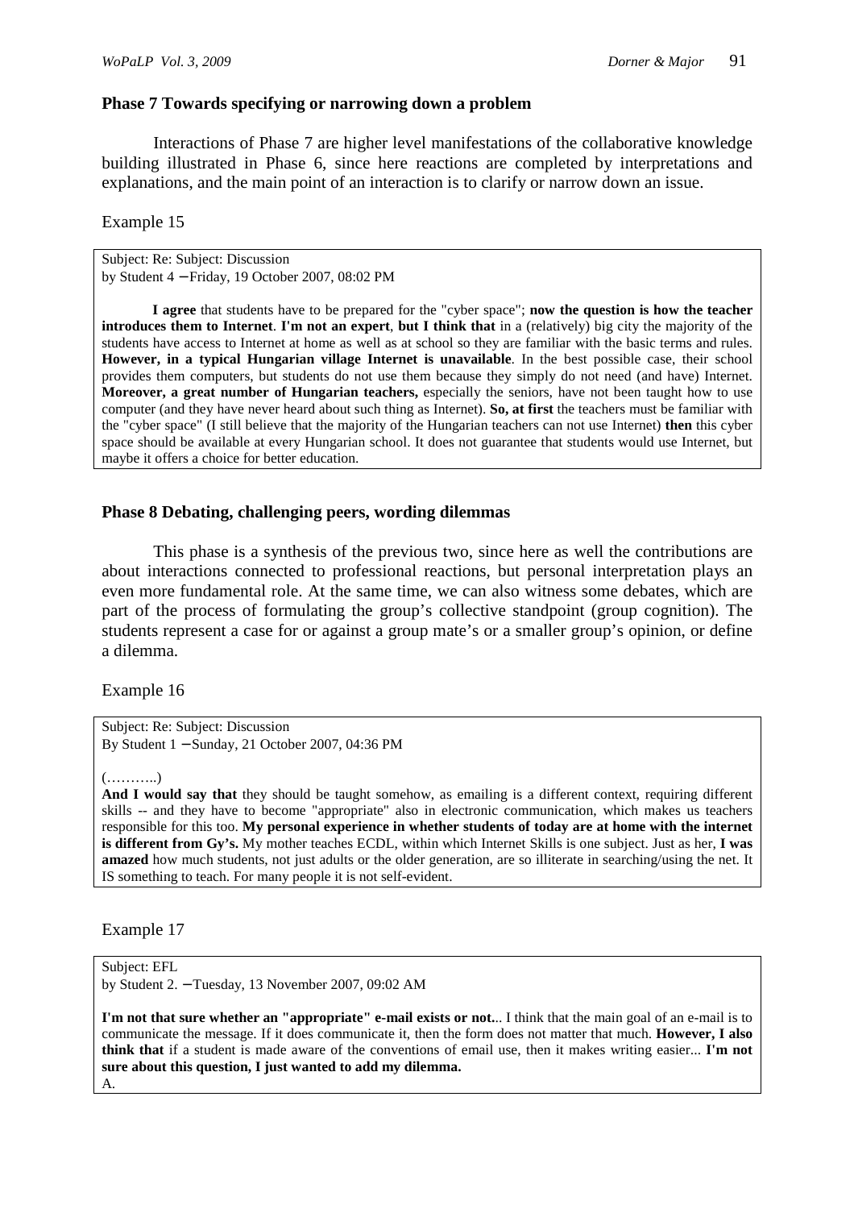### Phase 7 Towards specifying or narrowing down a problem

Interactions of Phase 7 are higher level manifestations of the collaborative knowledge building illustrated in Phase 6, since here reactions are completed by interpretations and explanations, and the main point of an interaction is to clarify or narrow down an issue.

Example 15

> Subject: Re: Subject: Discussion
> by Student 4 – Friday, 19 October 2007, 08:02 PM
>
> **I agree** that students have to be prepared for the "cyber space"; **now the question is how the teacher introduces them to Internet**. **I'm not an expert**, **but I think that** in a (relatively) big city the majority of the students have access to Internet at home as well as at school so they are familiar with the basic terms and rules. **However, in a typical Hungarian village Internet is unavailable**. In the best possible case, their school provides them computers, but students do not use them because they simply do not need (and have) Internet. **Moreover, a great number of Hungarian teachers,** especially the seniors, have not been taught how to use computer (and they have never heard about such thing as Internet). **So, at first** the teachers must be familiar with the "cyber space" (I still believe that the majority of the Hungarian teachers can not use Internet) **then** this cyber space should be available at every Hungarian school. It does not guarantee that students would use Internet, but maybe it offers a choice for better education.

### Phase 8 Debating, challenging peers, wording dilemmas

This phase is a synthesis of the previous two, since here as well the contributions are about interactions connected to professional reactions, but personal interpretation plays an even more fundamental role. At the same time, we can also witness some debates, which are part of the process of formulating the group's collective standpoint (group cognition). The students represent a case for or against a group mate's or a smaller group's opinion, or define a dilemma.

Example 16

> Subject: Re: Subject: Discussion
> By Student 1 – Sunday, 21 October 2007, 04:36 PM
>
> (………..)
>
> **And I would say that** they should be taught somehow, as emailing is a different context, requiring different skills -- and they have to become "appropriate" also in electronic communication, which makes us teachers responsible for this too. **My personal experience in whether students of today are at home with the internet is different from Gy's.** My mother teaches ECDL, within which Internet Skills is one subject. Just as her, **I was amazed** how much students, not just adults or the older generation, are so illiterate in searching/using the net. It IS something to teach. For many people it is not self-evident.

Example 17

> Subject: EFL
> by Student 2. – Tuesday, 13 November 2007, 09:02 AM
>
> **I'm not that sure whether an "appropriate" e-mail exists or not.**.. I think that the main goal of an e-mail is to communicate the message. If it does communicate it, then the form does not matter that much. **However, I also think that** if a student is made aware of the conventions of email use, then it makes writing easier... **I'm not sure about this question, I just wanted to add my dilemma.**
> A.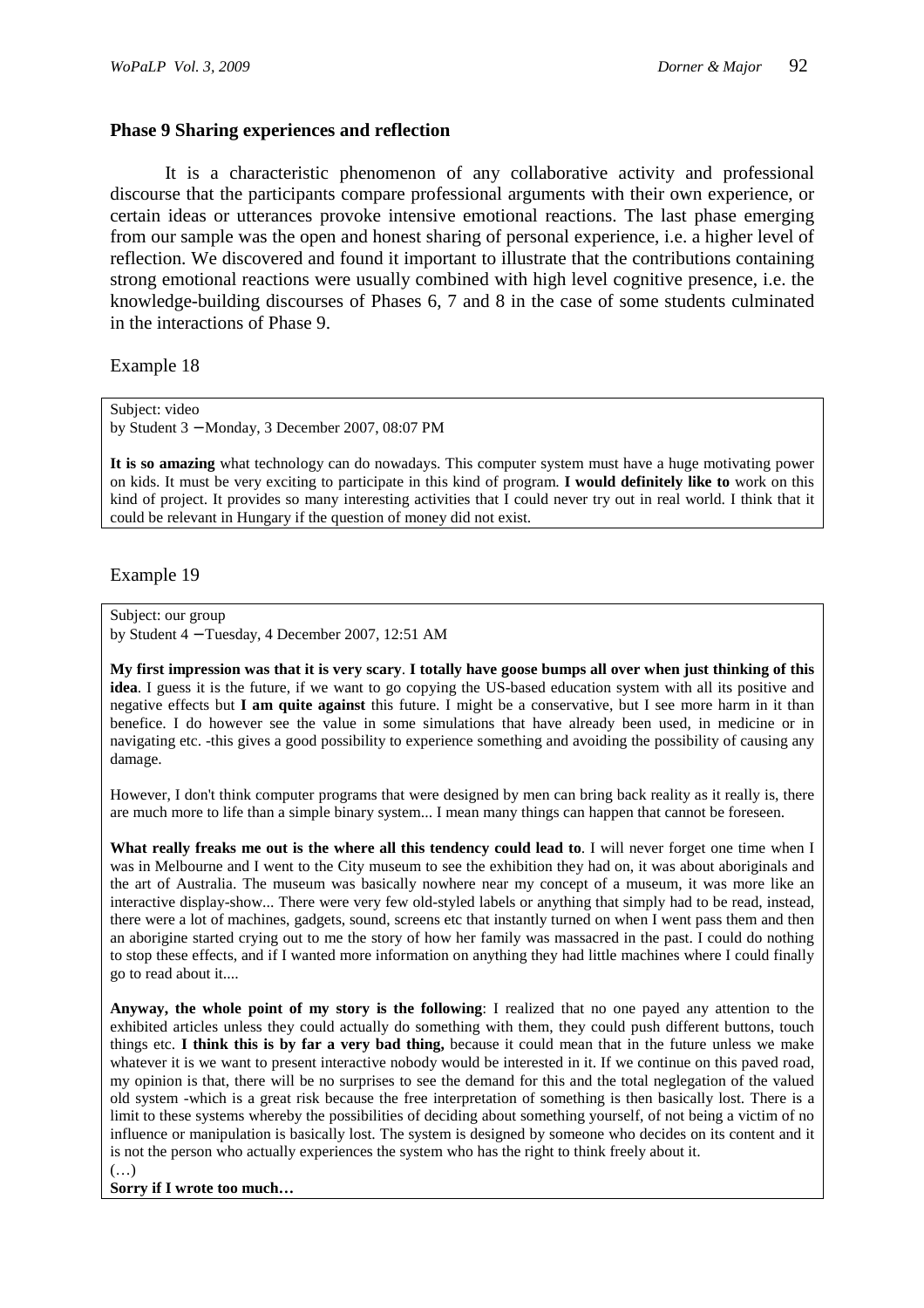### Phase 9 Sharing experiences and reflection

It is a characteristic phenomenon of any collaborative activity and professional discourse that the participants compare professional arguments with their own experience, or certain ideas or utterances provoke intensive emotional reactions. The last phase emerging from our sample was the open and honest sharing of personal experience, i.e. a higher level of reflection. We discovered and found it important to illustrate that the contributions containing strong emotional reactions were usually combined with high level cognitive presence, i.e. the knowledge-building discourses of Phases 6, 7 and 8 in the case of some students culminated in the interactions of Phase 9.

Example 18

> Subject: video
> by Student 3 – Monday, 3 December 2007, 08:07 PM
>
> **It is so amazing** what technology can do nowadays. This computer system must have a huge motivating power on kids. It must be very exciting to participate in this kind of program. **I would definitely like to** work on this kind of project. It provides so many interesting activities that I could never try out in real world. I think that it could be relevant in Hungary if the question of money did not exist.

Example 19

> Subject: our group
> by Student 4 – Tuesday, 4 December 2007, 12:51 AM
>
> **My first impression was that it is very scary**. **I totally have goose bumps all over when just thinking of this idea**. I guess it is the future, if we want to go copying the US-based education system with all its positive and negative effects but **I am quite against** this future. I might be a conservative, but I see more harm in it than benefice. I do however see the value in some simulations that have already been used, in medicine or in navigating etc. -this gives a good possibility to experience something and avoiding the possibility of causing any damage.
>
> However, I don't think computer programs that were designed by men can bring back reality as it really is, there are much more to life than a simple binary system... I mean many things can happen that cannot be foreseen.
>
> **What really freaks me out is the where all this tendency could lead to**. I will never forget one time when I was in Melbourne and I went to the City museum to see the exhibition they had on, it was about aboriginals and the art of Australia. The museum was basically nowhere near my concept of a museum, it was more like an interactive display-show... There were very few old-styled labels or anything that simply had to be read, instead, there were a lot of machines, gadgets, sound, screens etc that instantly turned on when I went pass them and then an aborigine started crying out to me the story of how her family was massacred in the past. I could do nothing to stop these effects, and if I wanted more information on anything they had little machines where I could finally go to read about it....
>
> **Anyway, the whole point of my story is the following**: I realized that no one payed any attention to the exhibited articles unless they could actually do something with them, they could push different buttons, touch things etc. **I think this is by far a very bad thing,** because it could mean that in the future unless we make whatever it is we want to present interactive nobody would be interested in it. If we continue on this paved road, my opinion is that, there will be no surprises to see the demand for this and the total neglegation of the valued old system -which is a great risk because the free interpretation of something is then basically lost. There is a limit to these systems whereby the possibilities of deciding about something yourself, of not being a victim of no influence or manipulation is basically lost. The system is designed by someone who decides on its content and it is not the person who actually experiences the system who has the right to think freely about it.
> (…)
> **Sorry if I wrote too much…**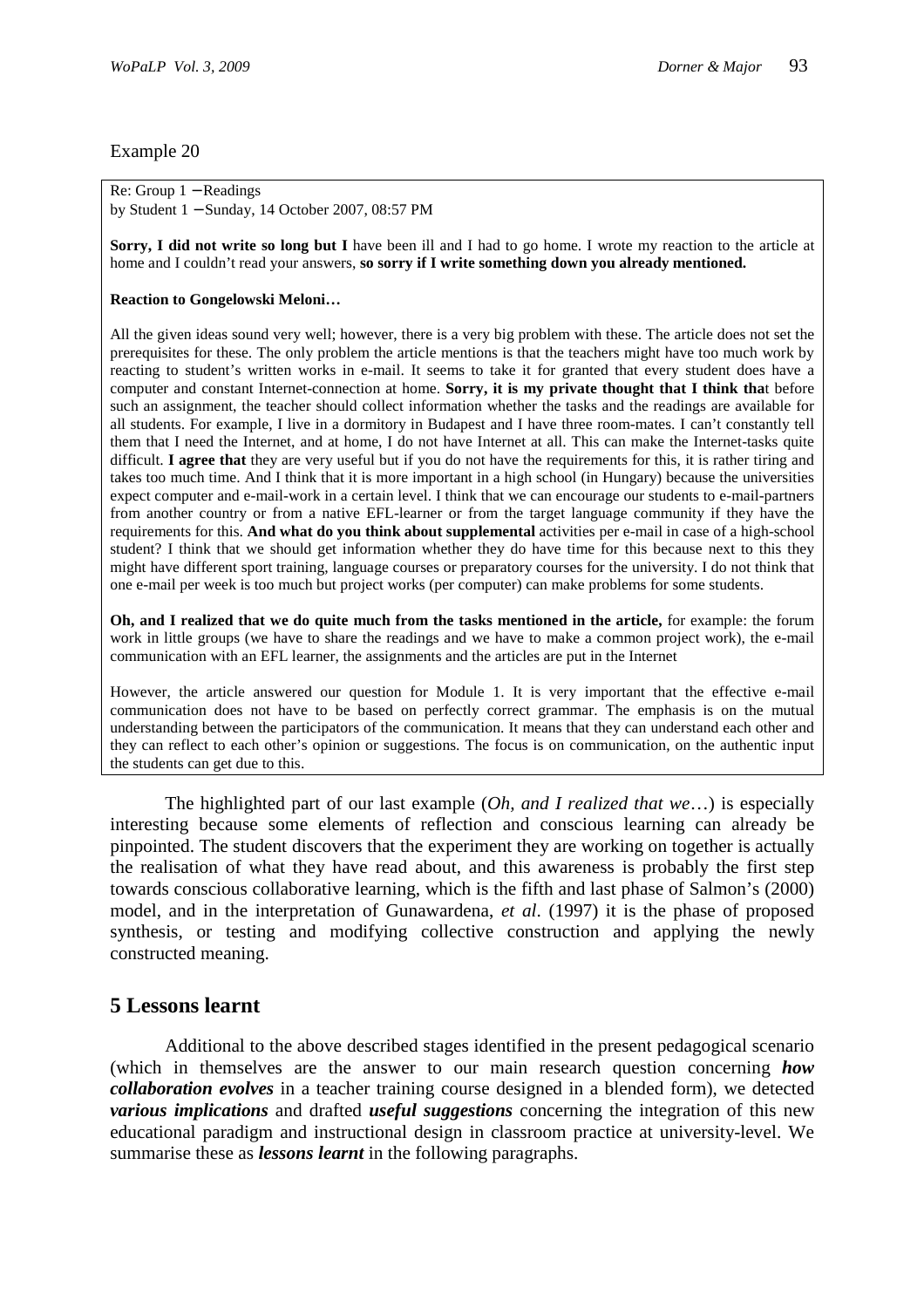Example 20

> Re: Group 1 – Readings
> by Student 1 – Sunday, 14 October 2007, 08:57 PM
>
> **Sorry, I did not write so long but I** have been ill and I had to go home. I wrote my reaction to the article at home and I couldn't read your answers, **so sorry if I write something down you already mentioned.**
>
> **Reaction to Gongelowski Meloni…**
>
> All the given ideas sound very well; however, there is a very big problem with these. The article does not set the prerequisites for these. The only problem the article mentions is that the teachers might have too much work by reacting to student's written works in e-mail. It seems to take it for granted that every student does have a computer and constant Internet-connection at home. **Sorry, it is my private thought that I think tha**t before such an assignment, the teacher should collect information whether the tasks and the readings are available for all students. For example, I live in a dormitory in Budapest and I have three room-mates. I can't constantly tell them that I need the Internet, and at home, I do not have Internet at all. This can make the Internet-tasks quite difficult. **I agree that** they are very useful but if you do not have the requirements for this, it is rather tiring and takes too much time. And I think that it is more important in a high school (in Hungary) because the universities expect computer and e-mail-work in a certain level. I think that we can encourage our students to e-mail-partners from another country or from a native EFL-learner or from the target language community if they have the requirements for this. **And what do you think about supplemental** activities per e-mail in case of a high-school student? I think that we should get information whether they do have time for this because next to this they might have different sport training, language courses or preparatory courses for the university. I do not think that one e-mail per week is too much but project works (per computer) can make problems for some students.
>
> **Oh, and I realized that we do quite much from the tasks mentioned in the article,** for example: the forum work in little groups (we have to share the readings and we have to make a common project work), the e-mail communication with an EFL learner, the assignments and the articles are put in the Internet
>
> However, the article answered our question for Module 1. It is very important that the effective e-mail communication does not have to be based on perfectly correct grammar. The emphasis is on the mutual understanding between the participators of the communication. It means that they can understand each other and they can reflect to each other's opinion or suggestions. The focus is on communication, on the authentic input the students can get due to this.

The highlighted part of our last example (*Oh, and I realized that we*…) is especially interesting because some elements of reflection and conscious learning can already be pinpointed. The student discovers that the experiment they are working on together is actually the realisation of what they have read about, and this awareness is probably the first step towards conscious collaborative learning, which is the fifth and last phase of Salmon's (2000) model, and in the interpretation of Gunawardena, *et al*. (1997) it is the phase of proposed synthesis, or testing and modifying collective construction and applying the newly constructed meaning.

## 5 Lessons learnt

Additional to the above described stages identified in the present pedagogical scenario (which in themselves are the answer to our main research question concerning ***how collaboration evolves*** in a teacher training course designed in a blended form), we detected ***various implications*** and drafted ***useful suggestions*** concerning the integration of this new educational paradigm and instructional design in classroom practice at university-level. We summarise these as ***lessons learnt*** in the following paragraphs.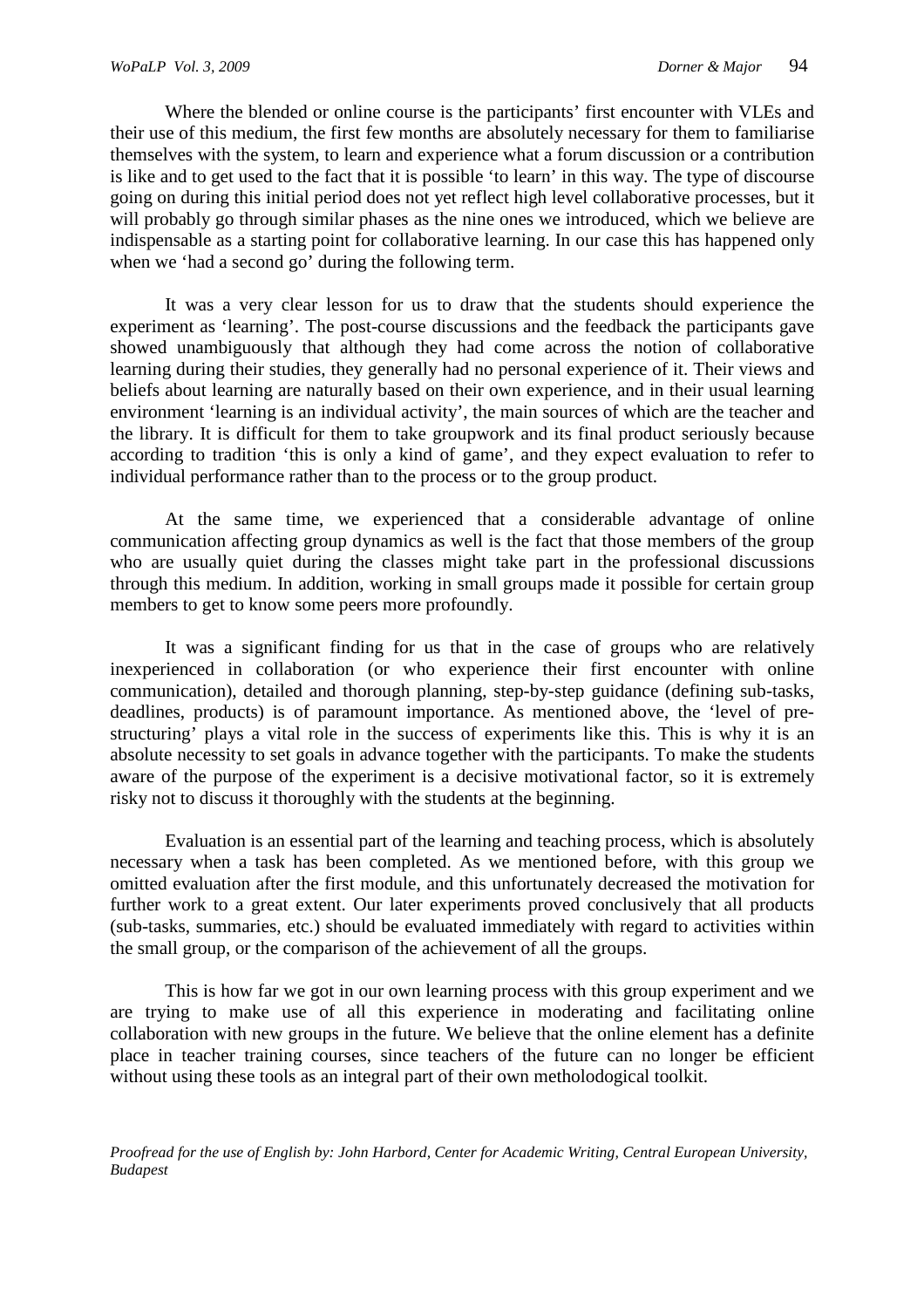Where the blended or online course is the participants' first encounter with VLEs and their use of this medium, the first few months are absolutely necessary for them to familiarise themselves with the system, to learn and experience what a forum discussion or a contribution is like and to get used to the fact that it is possible 'to learn' in this way. The type of discourse going on during this initial period does not yet reflect high level collaborative processes, but it will probably go through similar phases as the nine ones we introduced, which we believe are indispensable as a starting point for collaborative learning. In our case this has happened only when we 'had a second go' during the following term.

It was a very clear lesson for us to draw that the students should experience the experiment as 'learning'. The post-course discussions and the feedback the participants gave showed unambiguously that although they had come across the notion of collaborative learning during their studies, they generally had no personal experience of it. Their views and beliefs about learning are naturally based on their own experience, and in their usual learning environment 'learning is an individual activity', the main sources of which are the teacher and the library. It is difficult for them to take groupwork and its final product seriously because according to tradition 'this is only a kind of game', and they expect evaluation to refer to individual performance rather than to the process or to the group product.

At the same time, we experienced that a considerable advantage of online communication affecting group dynamics as well is the fact that those members of the group who are usually quiet during the classes might take part in the professional discussions through this medium. In addition, working in small groups made it possible for certain group members to get to know some peers more profoundly.

It was a significant finding for us that in the case of groups who are relatively inexperienced in collaboration (or who experience their first encounter with online communication), detailed and thorough planning, step-by-step guidance (defining sub-tasks, deadlines, products) is of paramount importance. As mentioned above, the 'level of pre-structuring' plays a vital role in the success of experiments like this. This is why it is an absolute necessity to set goals in advance together with the participants. To make the students aware of the purpose of the experiment is a decisive motivational factor, so it is extremely risky not to discuss it thoroughly with the students at the beginning.

Evaluation is an essential part of the learning and teaching process, which is absolutely necessary when a task has been completed. As we mentioned before, with this group we omitted evaluation after the first module, and this unfortunately decreased the motivation for further work to a great extent. Our later experiments proved conclusively that all products (sub-tasks, summaries, etc.) should be evaluated immediately with regard to activities within the small group, or the comparison of the achievement of all the groups.

This is how far we got in our own learning process with this group experiment and we are trying to make use of all this experience in moderating and facilitating online collaboration with new groups in the future. We believe that the online element has a definite place in teacher training courses, since teachers of the future can no longer be efficient without using these tools as an integral part of their own metholodogical toolkit.

*Proofread for the use of English by: John Harbord, Center for Academic Writing, Central European University, Budapest*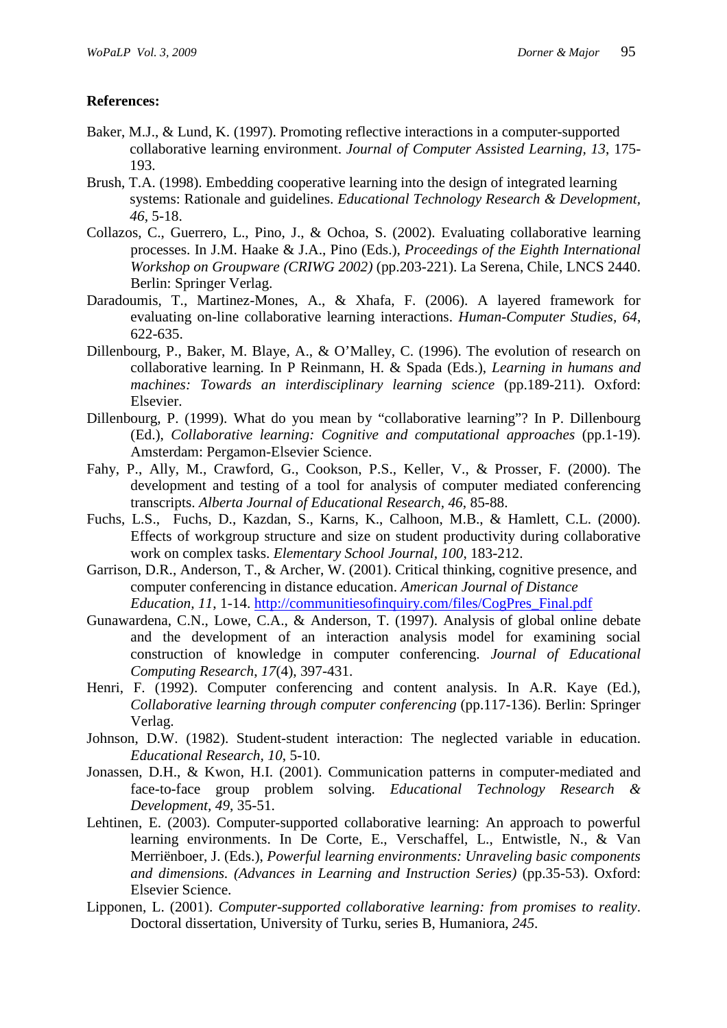**References:**

Baker, M.J., & Lund, K. (1997). Promoting reflective interactions in a computer-supported collaborative learning environment. *Journal of Computer Assisted Learning, 13*, 175-193.

Brush, T.A. (1998). Embedding cooperative learning into the design of integrated learning systems: Rationale and guidelines. *Educational Technology Research & Development*, *46*, 5-18.

Collazos, C., Guerrero, L., Pino, J., & Ochoa, S. (2002). Evaluating collaborative learning processes. In J.M. Haake & J.A., Pino (Eds.), *Proceedings of the Eighth International Workshop on Groupware (CRIWG 2002)* (pp.203-221). La Serena, Chile, LNCS 2440. Berlin: Springer Verlag.

Daradoumis, T., Martinez-Mones, A., & Xhafa, F. (2006). A layered framework for evaluating on-line collaborative learning interactions. *Human-Computer Studies, 64*, 622-635.

Dillenbourg, P., Baker, M. Blaye, A., & O'Malley, C. (1996). The evolution of research on collaborative learning. In P Reinmann, H. & Spada (Eds.), *Learning in humans and machines: Towards an interdisciplinary learning science* (pp.189-211). Oxford: Elsevier.

Dillenbourg, P. (1999). What do you mean by "collaborative learning"? In P. Dillenbourg (Ed.), *Collaborative learning: Cognitive and computational approaches* (pp.1-19). Amsterdam: Pergamon-Elsevier Science.

Fahy, P., Ally, M., Crawford, G., Cookson, P.S., Keller, V., & Prosser, F. (2000). The development and testing of a tool for analysis of computer mediated conferencing transcripts. *Alberta Journal of Educational Research*, *46*, 85-88.

Fuchs, L.S., Fuchs, D., Kazdan, S., Karns, K., Calhoon, M.B., & Hamlett, C.L. (2000). Effects of workgroup structure and size on student productivity during collaborative work on complex tasks. *Elementary School Journal*, *100*, 183-212.

Garrison, D.R., Anderson, T., & Archer, W. (2001). Critical thinking, cognitive presence, and computer conferencing in distance education. *American Journal of Distance Education*, *11*, 1-14. http://communitiesofinquiry.com/files/CogPres_Final.pdf

Gunawardena, C.N., Lowe, C.A., & Anderson, T. (1997). Analysis of global online debate and the development of an interaction analysis model for examining social construction of knowledge in computer conferencing. *Journal of Educational Computing Research*, *17*(4), 397-431.

Henri, F. (1992). Computer conferencing and content analysis. In A.R. Kaye (Ed.), *Collaborative learning through computer conferencing* (pp.117-136). Berlin: Springer Verlag.

Johnson, D.W. (1982). Student-student interaction: The neglected variable in education. *Educational Research*, *10*, 5-10.

Jonassen, D.H., & Kwon, H.I. (2001). Communication patterns in computer-mediated and face-to-face group problem solving. *Educational Technology Research & Development*, *49*, 35-51.

Lehtinen, E. (2003). Computer-supported collaborative learning: An approach to powerful learning environments. In De Corte, E., Verschaffel, L., Entwistle, N., & Van Merriënboer, J. (Eds.), *Powerful learning environments: Unraveling basic components and dimensions. (Advances in Learning and Instruction Series)* (pp.35-53). Oxford: Elsevier Science.

Lipponen, L. (2001). *Computer-supported collaborative learning: from promises to reality*. Doctoral dissertation, University of Turku, series B, Humaniora, *245*.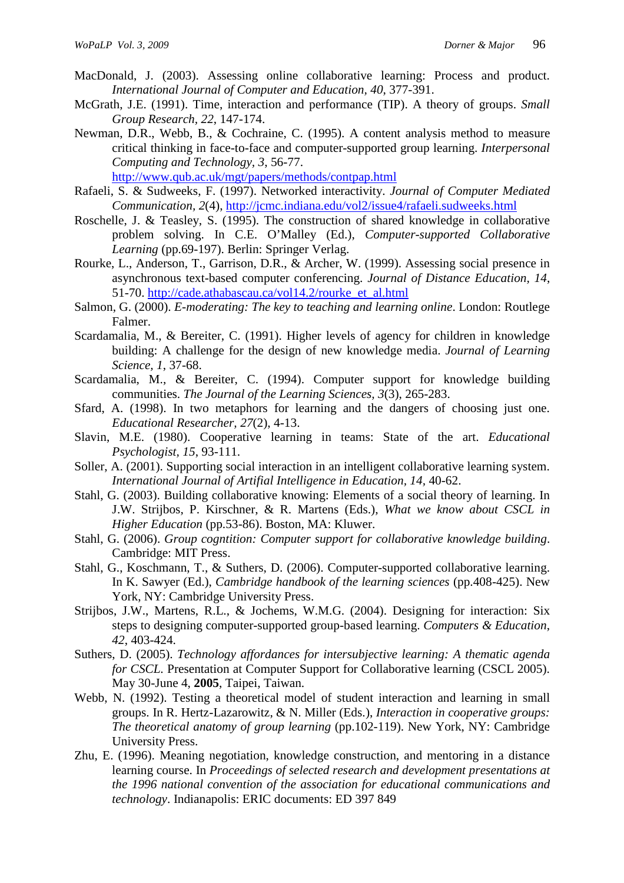MacDonald, J. (2003). Assessing online collaborative learning: Process and product. *International Journal of Computer and Education, 40*, 377-391.

McGrath, J.E. (1991). Time, interaction and performance (TIP). A theory of groups. *Small Group Research, 22*, 147-174.

Newman, D.R., Webb, B., & Cochraine, C. (1995). A content analysis method to measure critical thinking in face-to-face and computer-supported group learning. *Interpersonal Computing and Technology, 3*, 56-77. http://www.qub.ac.uk/mgt/papers/methods/contpap.html

Rafaeli, S. & Sudweeks, F. (1997). Networked interactivity. *Journal of Computer Mediated Communication, 2*(4), http://jcmc.indiana.edu/vol2/issue4/rafaeli.sudweeks.html

Roschelle, J. & Teasley, S. (1995). The construction of shared knowledge in collaborative problem solving. In C.E. O'Malley (Ed.), *Computer-supported Collaborative Learning* (pp.69-197). Berlin: Springer Verlag.

Rourke, L., Anderson, T., Garrison, D.R., & Archer, W. (1999). Assessing social presence in asynchronous text-based computer conferencing. *Journal of Distance Education, 14*, 51-70. http://cade.athabascau.ca/vol14.2/rourke_et_al.html

Salmon, G. (2000). *E-moderating: The key to teaching and learning online*. London: Routlege Falmer.

Scardamalia, M., & Bereiter, C. (1991). Higher levels of agency for children in knowledge building: A challenge for the design of new knowledge media. *Journal of Learning Science, 1*, 37-68.

Scardamalia, M., & Bereiter, C. (1994). Computer support for knowledge building communities. *The Journal of the Learning Sciences, 3*(3), 265-283.

Sfard, A. (1998). In two metaphors for learning and the dangers of choosing just one. *Educational Researcher, 27*(2), 4-13.

Slavin, M.E. (1980). Cooperative learning in teams: State of the art. *Educational Psychologist, 15*, 93-111.

Soller, A. (2001). Supporting social interaction in an intelligent collaborative learning system. *International Journal of Artifial Intelligence in Education, 14*, 40-62.

Stahl, G. (2003). Building collaborative knowing: Elements of a social theory of learning. In J.W. Strijbos, P. Kirschner, & R. Martens (Eds.), *What we know about CSCL in Higher Education* (pp.53-86). Boston, MA: Kluwer.

Stahl, G. (2006). *Group cogntition: Computer support for collaborative knowledge building*. Cambridge: MIT Press.

Stahl, G., Koschmann, T., & Suthers, D. (2006). Computer-supported collaborative learning. In K. Sawyer (Ed.), *Cambridge handbook of the learning sciences* (pp.408-425). New York, NY: Cambridge University Press.

Strijbos, J.W., Martens, R.L., & Jochems, W.M.G. (2004). Designing for interaction: Six steps to designing computer-supported group-based learning. *Computers & Education, 42*, 403-424.

Suthers, D. (2005). *Technology affordances for intersubjective learning: A thematic agenda for CSCL*. Presentation at Computer Support for Collaborative learning (CSCL 2005). May 30-June 4, **2005**, Taipei, Taiwan.

Webb, N. (1992). Testing a theoretical model of student interaction and learning in small groups. In R. Hertz-Lazarowitz, & N. Miller (Eds.), *Interaction in cooperative groups: The theoretical anatomy of group learning* (pp.102-119). New York, NY: Cambridge University Press.

Zhu, E. (1996). Meaning negotiation, knowledge construction, and mentoring in a distance learning course. In *Proceedings of selected research and development presentations at the 1996 national convention of the association for educational communications and technology*. Indianapolis: ERIC documents: ED 397 849